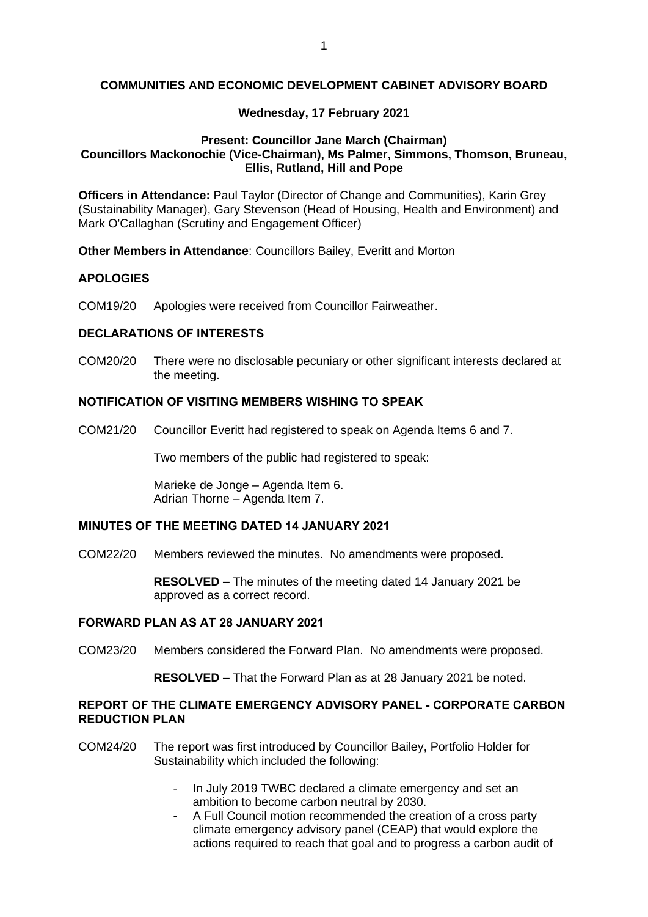**COMMUNITIES AND ECONOMIC DEVELOPMENT CABINET ADVISORY BOARD**

**Wednesday, 17 February 2021**

**Present: Councillor Jane March (Chairman)**
**Councillors Mackonochie (Vice-Chairman), Ms Palmer, Simmons, Thomson, Bruneau, Ellis, Rutland, Hill and Pope**

**Officers in Attendance:** Paul Taylor (Director of Change and Communities), Karin Grey (Sustainability Manager), Gary Stevenson (Head of Housing, Health and Environment) and Mark O'Callaghan (Scrutiny and Engagement Officer)

**Other Members in Attendance**: Councillors Bailey, Everitt and Morton

## APOLOGIES

COM19/20 Apologies were received from Councillor Fairweather.

## DECLARATIONS OF INTERESTS

COM20/20 There were no disclosable pecuniary or other significant interests declared at the meeting.

## NOTIFICATION OF VISITING MEMBERS WISHING TO SPEAK

COM21/20 Councillor Everitt had registered to speak on Agenda Items 6 and 7.

Two members of the public had registered to speak:

Marieke de Jonge – Agenda Item 6.
Adrian Thorne – Agenda Item 7.

## MINUTES OF THE MEETING DATED 14 JANUARY 2021

COM22/20 Members reviewed the minutes. No amendments were proposed.

**RESOLVED –** The minutes of the meeting dated 14 January 2021 be approved as a correct record.

## FORWARD PLAN AS AT 28 JANUARY 2021

COM23/20 Members considered the Forward Plan. No amendments were proposed.

**RESOLVED –** That the Forward Plan as at 28 January 2021 be noted.

## REPORT OF THE CLIMATE EMERGENCY ADVISORY PANEL - CORPORATE CARBON REDUCTION PLAN

COM24/20 The report was first introduced by Councillor Bailey, Portfolio Holder for Sustainability which included the following:

- In July 2019 TWBC declared a climate emergency and set an ambition to become carbon neutral by 2030.
- A Full Council motion recommended the creation of a cross party climate emergency advisory panel (CEAP) that would explore the actions required to reach that goal and to progress a carbon audit of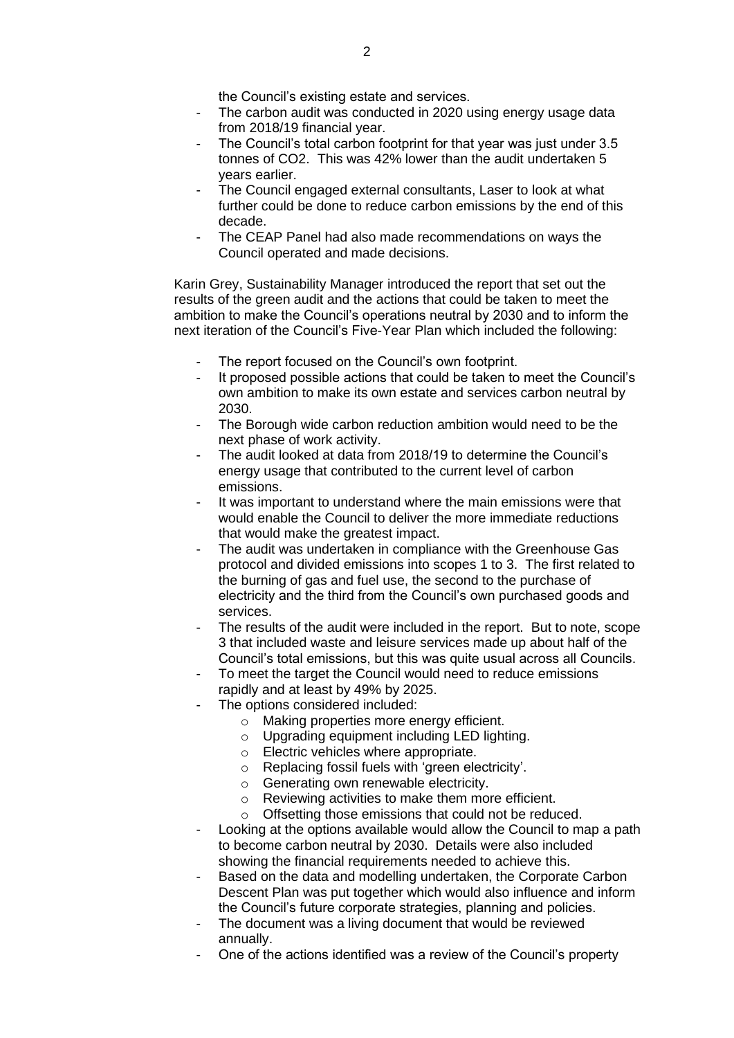the Council's existing estate and services.

- The carbon audit was conducted in 2020 using energy usage data from 2018/19 financial year.
- The Council's total carbon footprint for that year was just under 3.5 tonnes of CO2. This was 42% lower than the audit undertaken 5 years earlier.
- The Council engaged external consultants, Laser to look at what further could be done to reduce carbon emissions by the end of this decade.
- The CEAP Panel had also made recommendations on ways the Council operated and made decisions.

Karin Grey, Sustainability Manager introduced the report that set out the results of the green audit and the actions that could be taken to meet the ambition to make the Council's operations neutral by 2030 and to inform the next iteration of the Council's Five-Year Plan which included the following:

- The report focused on the Council's own footprint.
- It proposed possible actions that could be taken to meet the Council's own ambition to make its own estate and services carbon neutral by 2030.
- The Borough wide carbon reduction ambition would need to be the next phase of work activity.
- The audit looked at data from 2018/19 to determine the Council's energy usage that contributed to the current level of carbon emissions.
- It was important to understand where the main emissions were that would enable the Council to deliver the more immediate reductions that would make the greatest impact.
- The audit was undertaken in compliance with the Greenhouse Gas protocol and divided emissions into scopes 1 to 3. The first related to the burning of gas and fuel use, the second to the purchase of electricity and the third from the Council's own purchased goods and services.
- The results of the audit were included in the report. But to note, scope 3 that included waste and leisure services made up about half of the Council's total emissions, but this was quite usual across all Councils.
- To meet the target the Council would need to reduce emissions rapidly and at least by 49% by 2025.
- The options considered included:
  - Making properties more energy efficient.
  - Upgrading equipment including LED lighting.
  - Electric vehicles where appropriate.
  - Replacing fossil fuels with 'green electricity'.
  - Generating own renewable electricity.
  - Reviewing activities to make them more efficient.
  - Offsetting those emissions that could not be reduced.
- Looking at the options available would allow the Council to map a path to become carbon neutral by 2030. Details were also included showing the financial requirements needed to achieve this.
- Based on the data and modelling undertaken, the Corporate Carbon Descent Plan was put together which would also influence and inform the Council's future corporate strategies, planning and policies.
- The document was a living document that would be reviewed annually.
- One of the actions identified was a review of the Council's property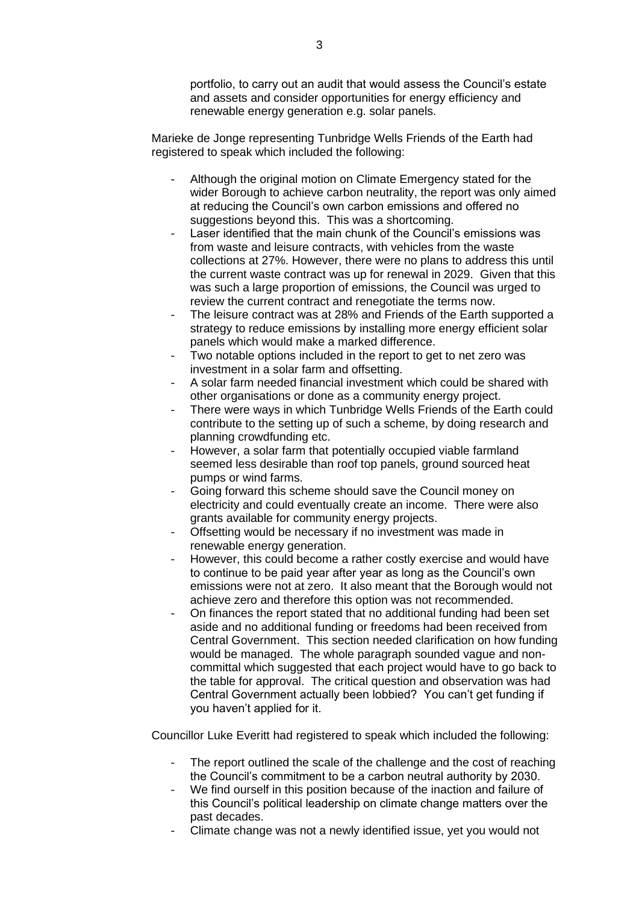portfolio, to carry out an audit that would assess the Council's estate and assets and consider opportunities for energy efficiency and renewable energy generation e.g. solar panels.

Marieke de Jonge representing Tunbridge Wells Friends of the Earth had registered to speak which included the following:

- Although the original motion on Climate Emergency stated for the wider Borough to achieve carbon neutrality, the report was only aimed at reducing the Council's own carbon emissions and offered no suggestions beyond this. This was a shortcoming.
- Laser identified that the main chunk of the Council's emissions was from waste and leisure contracts, with vehicles from the waste collections at 27%. However, there were no plans to address this until the current waste contract was up for renewal in 2029. Given that this was such a large proportion of emissions, the Council was urged to review the current contract and renegotiate the terms now.
- The leisure contract was at 28% and Friends of the Earth supported a strategy to reduce emissions by installing more energy efficient solar panels which would make a marked difference.
- Two notable options included in the report to get to net zero was investment in a solar farm and offsetting.
- A solar farm needed financial investment which could be shared with other organisations or done as a community energy project.
- There were ways in which Tunbridge Wells Friends of the Earth could contribute to the setting up of such a scheme, by doing research and planning crowdfunding etc.
- However, a solar farm that potentially occupied viable farmland seemed less desirable than roof top panels, ground sourced heat pumps or wind farms.
- Going forward this scheme should save the Council money on electricity and could eventually create an income. There were also grants available for community energy projects.
- Offsetting would be necessary if no investment was made in renewable energy generation.
- However, this could become a rather costly exercise and would have to continue to be paid year after year as long as the Council's own emissions were not at zero. It also meant that the Borough would not achieve zero and therefore this option was not recommended.
- On finances the report stated that no additional funding had been set aside and no additional funding or freedoms had been received from Central Government. This section needed clarification on how funding would be managed. The whole paragraph sounded vague and non-committal which suggested that each project would have to go back to the table for approval. The critical question and observation was had Central Government actually been lobbied? You can't get funding if you haven't applied for it.

Councillor Luke Everitt had registered to speak which included the following:

- The report outlined the scale of the challenge and the cost of reaching the Council's commitment to be a carbon neutral authority by 2030.
- We find ourself in this position because of the inaction and failure of this Council's political leadership on climate change matters over the past decades.
- Climate change was not a newly identified issue, yet you would not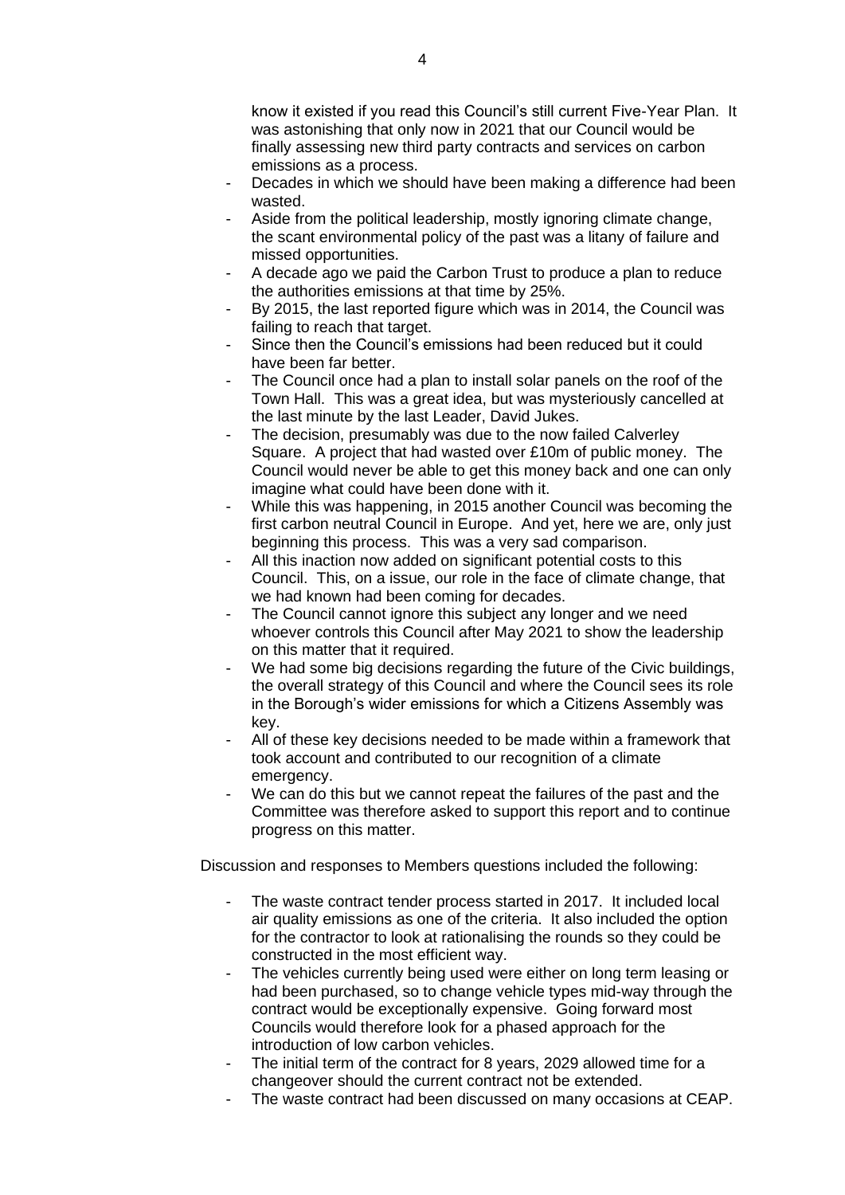know it existed if you read this Council's still current Five-Year Plan. It was astonishing that only now in 2021 that our Council would be finally assessing new third party contracts and services on carbon emissions as a process.

- Decades in which we should have been making a difference had been wasted.
- Aside from the political leadership, mostly ignoring climate change, the scant environmental policy of the past was a litany of failure and missed opportunities.
- A decade ago we paid the Carbon Trust to produce a plan to reduce the authorities emissions at that time by 25%.
- By 2015, the last reported figure which was in 2014, the Council was failing to reach that target.
- Since then the Council's emissions had been reduced but it could have been far better.
- The Council once had a plan to install solar panels on the roof of the Town Hall. This was a great idea, but was mysteriously cancelled at the last minute by the last Leader, David Jukes.
- The decision, presumably was due to the now failed Calverley Square. A project that had wasted over £10m of public money. The Council would never be able to get this money back and one can only imagine what could have been done with it.
- While this was happening, in 2015 another Council was becoming the first carbon neutral Council in Europe. And yet, here we are, only just beginning this process. This was a very sad comparison.
- All this inaction now added on significant potential costs to this Council. This, on a issue, our role in the face of climate change, that we had known had been coming for decades.
- The Council cannot ignore this subject any longer and we need whoever controls this Council after May 2021 to show the leadership on this matter that it required.
- We had some big decisions regarding the future of the Civic buildings, the overall strategy of this Council and where the Council sees its role in the Borough's wider emissions for which a Citizens Assembly was key.
- All of these key decisions needed to be made within a framework that took account and contributed to our recognition of a climate emergency.
- We can do this but we cannot repeat the failures of the past and the Committee was therefore asked to support this report and to continue progress on this matter.

Discussion and responses to Members questions included the following:

- The waste contract tender process started in 2017. It included local air quality emissions as one of the criteria. It also included the option for the contractor to look at rationalising the rounds so they could be constructed in the most efficient way.
- The vehicles currently being used were either on long term leasing or had been purchased, so to change vehicle types mid-way through the contract would be exceptionally expensive. Going forward most Councils would therefore look for a phased approach for the introduction of low carbon vehicles.
- The initial term of the contract for 8 years, 2029 allowed time for a changeover should the current contract not be extended.
- The waste contract had been discussed on many occasions at CEAP.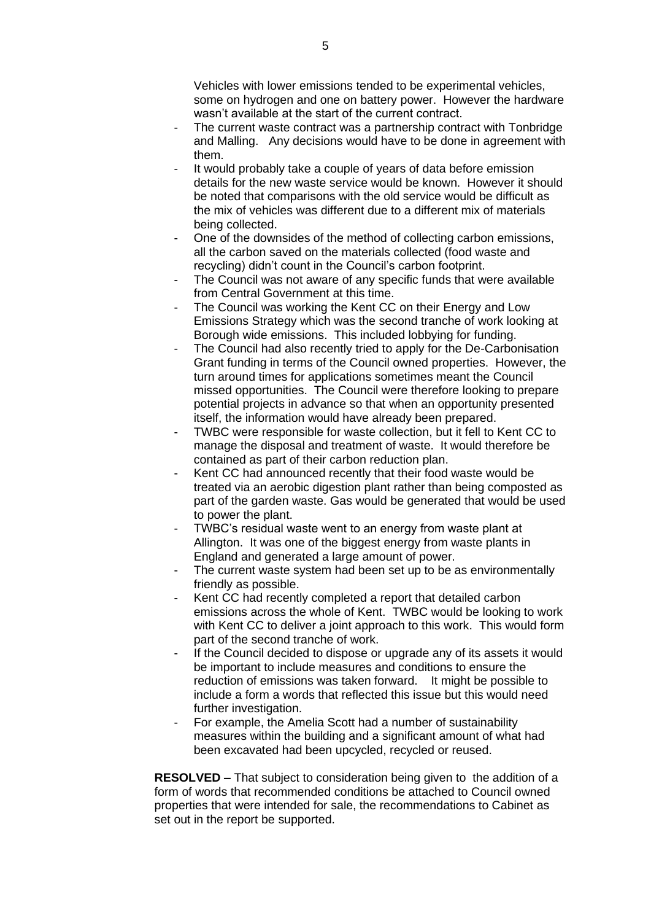Vehicles with lower emissions tended to be experimental vehicles, some on hydrogen and one on battery power. However the hardware wasn't available at the start of the current contract.

- The current waste contract was a partnership contract with Tonbridge and Malling. Any decisions would have to be done in agreement with them.
- It would probably take a couple of years of data before emission details for the new waste service would be known. However it should be noted that comparisons with the old service would be difficult as the mix of vehicles was different due to a different mix of materials being collected.
- One of the downsides of the method of collecting carbon emissions, all the carbon saved on the materials collected (food waste and recycling) didn't count in the Council's carbon footprint.
- The Council was not aware of any specific funds that were available from Central Government at this time.
- The Council was working the Kent CC on their Energy and Low Emissions Strategy which was the second tranche of work looking at Borough wide emissions. This included lobbying for funding.
- The Council had also recently tried to apply for the De-Carbonisation Grant funding in terms of the Council owned properties. However, the turn around times for applications sometimes meant the Council missed opportunities. The Council were therefore looking to prepare potential projects in advance so that when an opportunity presented itself, the information would have already been prepared.
- TWBC were responsible for waste collection, but it fell to Kent CC to manage the disposal and treatment of waste. It would therefore be contained as part of their carbon reduction plan.
- Kent CC had announced recently that their food waste would be treated via an aerobic digestion plant rather than being composted as part of the garden waste. Gas would be generated that would be used to power the plant.
- TWBC's residual waste went to an energy from waste plant at Allington. It was one of the biggest energy from waste plants in England and generated a large amount of power.
- The current waste system had been set up to be as environmentally friendly as possible.
- Kent CC had recently completed a report that detailed carbon emissions across the whole of Kent. TWBC would be looking to work with Kent CC to deliver a joint approach to this work. This would form part of the second tranche of work.
- If the Council decided to dispose or upgrade any of its assets it would be important to include measures and conditions to ensure the reduction of emissions was taken forward. It might be possible to include a form a words that reflected this issue but this would need further investigation.
- For example, the Amelia Scott had a number of sustainability measures within the building and a significant amount of what had been excavated had been upcycled, recycled or reused.

**RESOLVED –** That subject to consideration being given to the addition of a form of words that recommended conditions be attached to Council owned properties that were intended for sale, the recommendations to Cabinet as set out in the report be supported.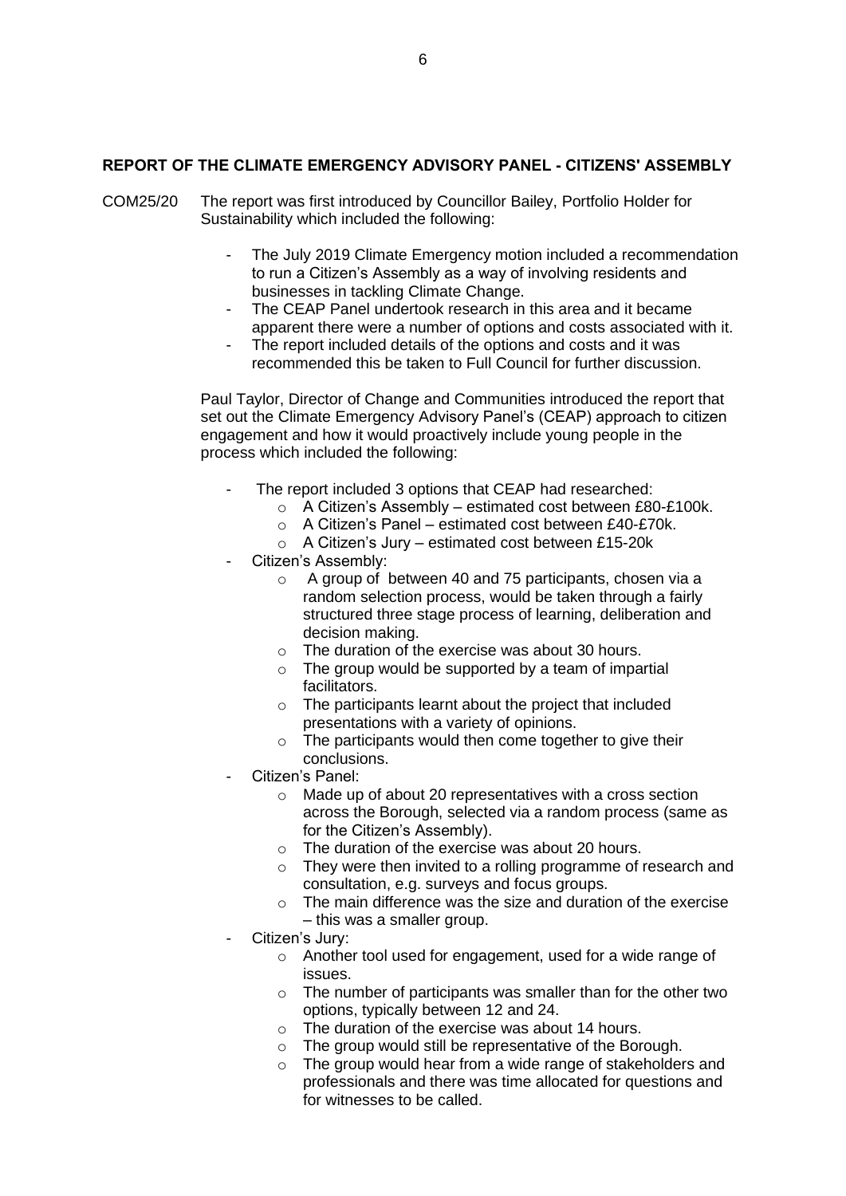## REPORT OF THE CLIMATE EMERGENCY ADVISORY PANEL - CITIZENS' ASSEMBLY

COM25/20 The report was first introduced by Councillor Bailey, Portfolio Holder for Sustainability which included the following:

- The July 2019 Climate Emergency motion included a recommendation to run a Citizen's Assembly as a way of involving residents and businesses in tackling Climate Change.
- The CEAP Panel undertook research in this area and it became apparent there were a number of options and costs associated with it.
- The report included details of the options and costs and it was recommended this be taken to Full Council for further discussion.

Paul Taylor, Director of Change and Communities introduced the report that set out the Climate Emergency Advisory Panel's (CEAP) approach to citizen engagement and how it would proactively include young people in the process which included the following:

- The report included 3 options that CEAP had researched:
  - A Citizen's Assembly – estimated cost between £80-£100k.
  - A Citizen's Panel – estimated cost between £40-£70k.
  - A Citizen's Jury – estimated cost between £15-20k
- Citizen's Assembly:
  - A group of between 40 and 75 participants, chosen via a random selection process, would be taken through a fairly structured three stage process of learning, deliberation and decision making.
  - The duration of the exercise was about 30 hours.
  - The group would be supported by a team of impartial facilitators.
  - The participants learnt about the project that included presentations with a variety of opinions.
  - The participants would then come together to give their conclusions.
- Citizen's Panel:
  - Made up of about 20 representatives with a cross section across the Borough, selected via a random process (same as for the Citizen's Assembly).
  - The duration of the exercise was about 20 hours.
  - They were then invited to a rolling programme of research and consultation, e.g. surveys and focus groups.
  - The main difference was the size and duration of the exercise – this was a smaller group.
- Citizen's Jury:
  - Another tool used for engagement, used for a wide range of issues.
  - The number of participants was smaller than for the other two options, typically between 12 and 24.
  - The duration of the exercise was about 14 hours.
  - The group would still be representative of the Borough.
  - The group would hear from a wide range of stakeholders and professionals and there was time allocated for questions and for witnesses to be called.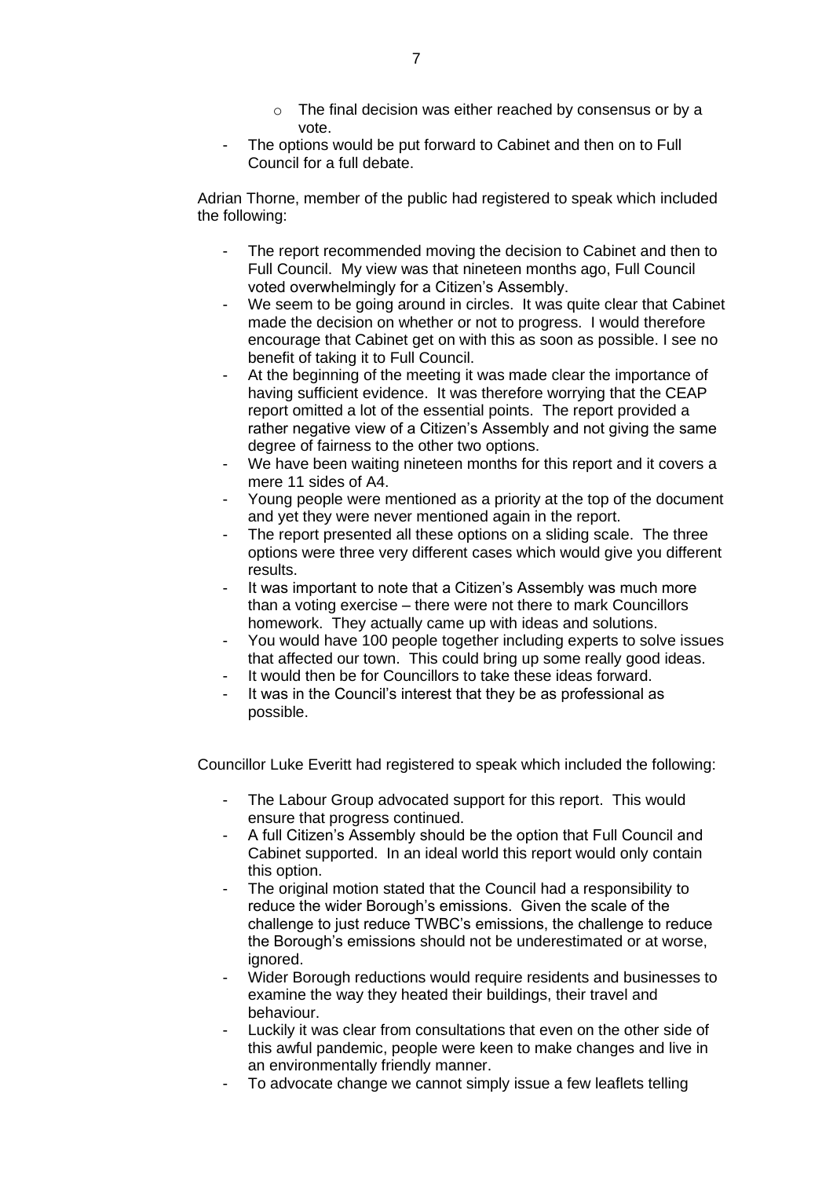- The final decision was either reached by consensus or by a vote.
- The options would be put forward to Cabinet and then on to Full Council for a full debate.

Adrian Thorne, member of the public had registered to speak which included the following:

- The report recommended moving the decision to Cabinet and then to Full Council. My view was that nineteen months ago, Full Council voted overwhelmingly for a Citizen's Assembly.
- We seem to be going around in circles. It was quite clear that Cabinet made the decision on whether or not to progress. I would therefore encourage that Cabinet get on with this as soon as possible. I see no benefit of taking it to Full Council.
- At the beginning of the meeting it was made clear the importance of having sufficient evidence. It was therefore worrying that the CEAP report omitted a lot of the essential points. The report provided a rather negative view of a Citizen's Assembly and not giving the same degree of fairness to the other two options.
- We have been waiting nineteen months for this report and it covers a mere 11 sides of A4.
- Young people were mentioned as a priority at the top of the document and yet they were never mentioned again in the report.
- The report presented all these options on a sliding scale. The three options were three very different cases which would give you different results.
- It was important to note that a Citizen's Assembly was much more than a voting exercise – there were not there to mark Councillors homework. They actually came up with ideas and solutions.
- You would have 100 people together including experts to solve issues that affected our town. This could bring up some really good ideas.
- It would then be for Councillors to take these ideas forward.
- It was in the Council's interest that they be as professional as possible.

Councillor Luke Everitt had registered to speak which included the following:

- The Labour Group advocated support for this report. This would ensure that progress continued.
- A full Citizen's Assembly should be the option that Full Council and Cabinet supported. In an ideal world this report would only contain this option.
- The original motion stated that the Council had a responsibility to reduce the wider Borough's emissions. Given the scale of the challenge to just reduce TWBC's emissions, the challenge to reduce the Borough's emissions should not be underestimated or at worse, ignored.
- Wider Borough reductions would require residents and businesses to examine the way they heated their buildings, their travel and behaviour.
- Luckily it was clear from consultations that even on the other side of this awful pandemic, people were keen to make changes and live in an environmentally friendly manner.
- To advocate change we cannot simply issue a few leaflets telling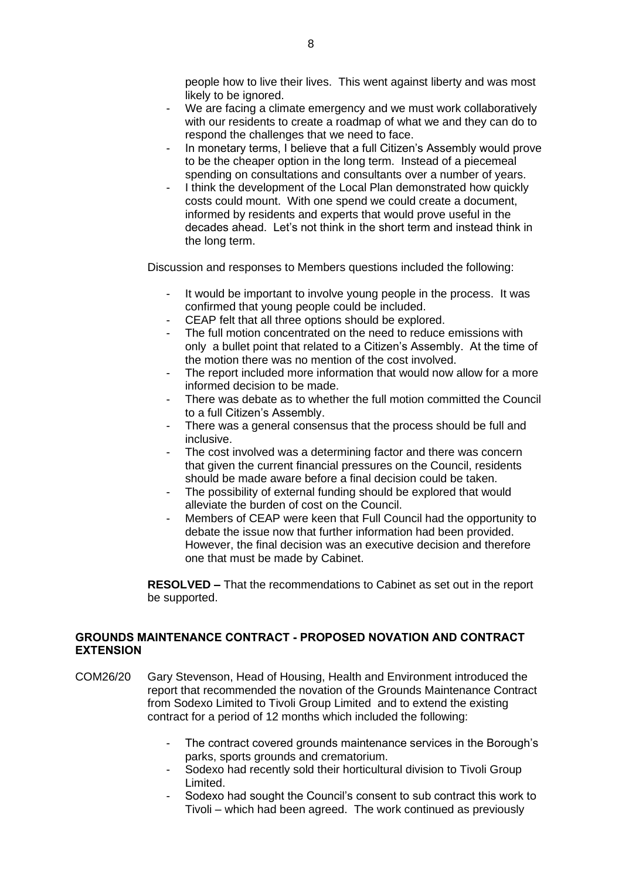people how to live their lives. This went against liberty and was most likely to be ignored.

- We are facing a climate emergency and we must work collaboratively with our residents to create a roadmap of what we and they can do to respond the challenges that we need to face.
- In monetary terms, I believe that a full Citizen's Assembly would prove to be the cheaper option in the long term. Instead of a piecemeal spending on consultations and consultants over a number of years.
- I think the development of the Local Plan demonstrated how quickly costs could mount. With one spend we could create a document, informed by residents and experts that would prove useful in the decades ahead. Let's not think in the short term and instead think in the long term.

Discussion and responses to Members questions included the following:

- It would be important to involve young people in the process. It was confirmed that young people could be included.
- CEAP felt that all three options should be explored.
- The full motion concentrated on the need to reduce emissions with only a bullet point that related to a Citizen's Assembly. At the time of the motion there was no mention of the cost involved.
- The report included more information that would now allow for a more informed decision to be made.
- There was debate as to whether the full motion committed the Council to a full Citizen's Assembly.
- There was a general consensus that the process should be full and inclusive.
- The cost involved was a determining factor and there was concern that given the current financial pressures on the Council, residents should be made aware before a final decision could be taken.
- The possibility of external funding should be explored that would alleviate the burden of cost on the Council.
- Members of CEAP were keen that Full Council had the opportunity to debate the issue now that further information had been provided. However, the final decision was an executive decision and therefore one that must be made by Cabinet.

**RESOLVED –** That the recommendations to Cabinet as set out in the report be supported.

## GROUNDS MAINTENANCE CONTRACT - PROPOSED NOVATION AND CONTRACT EXTENSION

COM26/20 Gary Stevenson, Head of Housing, Health and Environment introduced the report that recommended the novation of the Grounds Maintenance Contract from Sodexo Limited to Tivoli Group Limited and to extend the existing contract for a period of 12 months which included the following:

- The contract covered grounds maintenance services in the Borough's parks, sports grounds and crematorium.
- Sodexo had recently sold their horticultural division to Tivoli Group Limited.
- Sodexo had sought the Council's consent to sub contract this work to Tivoli – which had been agreed. The work continued as previously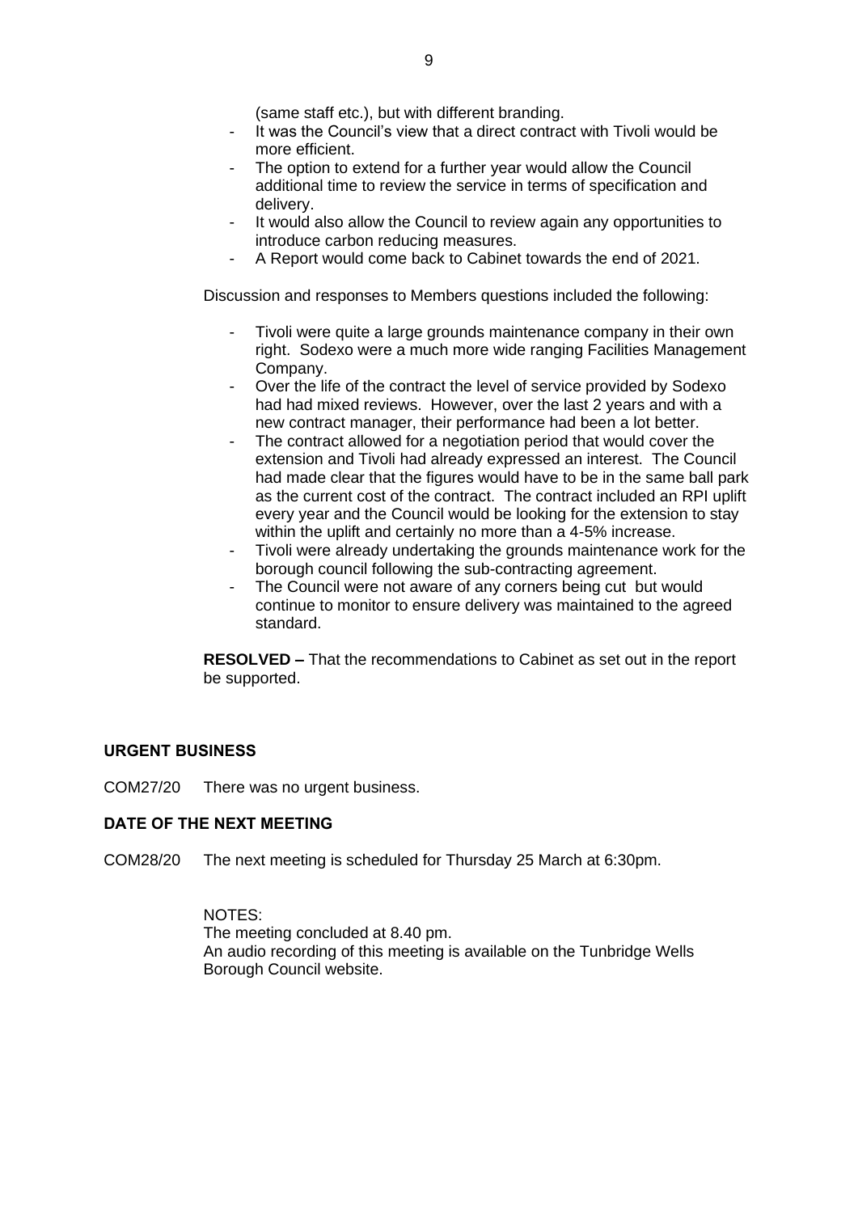(same staff etc.), but with different branding.

- It was the Council's view that a direct contract with Tivoli would be more efficient.
- The option to extend for a further year would allow the Council additional time to review the service in terms of specification and delivery.
- It would also allow the Council to review again any opportunities to introduce carbon reducing measures.
- A Report would come back to Cabinet towards the end of 2021.

Discussion and responses to Members questions included the following:

- Tivoli were quite a large grounds maintenance company in their own right. Sodexo were a much more wide ranging Facilities Management Company.
- Over the life of the contract the level of service provided by Sodexo had had mixed reviews. However, over the last 2 years and with a new contract manager, their performance had been a lot better.
- The contract allowed for a negotiation period that would cover the extension and Tivoli had already expressed an interest. The Council had made clear that the figures would have to be in the same ball park as the current cost of the contract. The contract included an RPI uplift every year and the Council would be looking for the extension to stay within the uplift and certainly no more than a 4-5% increase.
- Tivoli were already undertaking the grounds maintenance work for the borough council following the sub-contracting agreement.
- The Council were not aware of any corners being cut but would continue to monitor to ensure delivery was maintained to the agreed standard.

**RESOLVED –** That the recommendations to Cabinet as set out in the report be supported.

## URGENT BUSINESS

COM27/20 There was no urgent business.

## DATE OF THE NEXT MEETING

COM28/20 The next meeting is scheduled for Thursday 25 March at 6:30pm.

NOTES:
The meeting concluded at 8.40 pm.
An audio recording of this meeting is available on the Tunbridge Wells Borough Council website.